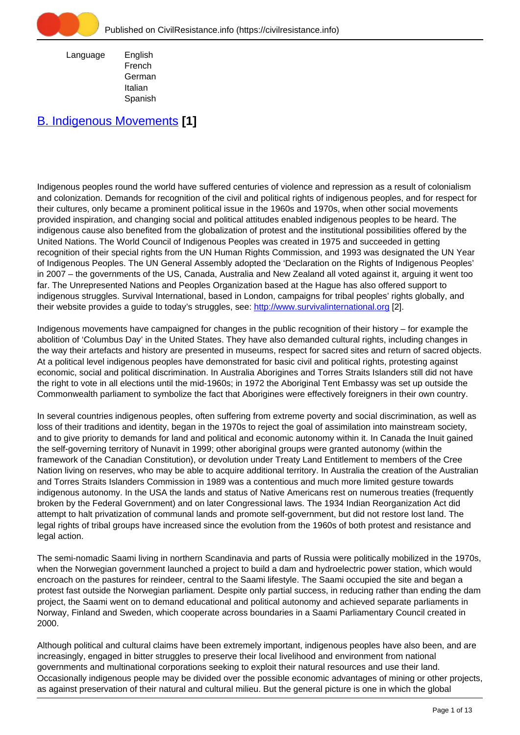Language English
French
German
Italian
Spanish

# B. Indigenous Movements [1]

Indigenous peoples round the world have suffered centuries of violence and repression as a result of colonialism and colonization. Demands for recognition of the civil and political rights of indigenous peoples, and for respect for their cultures, only became a prominent political issue in the 1960s and 1970s, when other social movements provided inspiration, and changing social and political attitudes enabled indigenous peoples to be heard. The indigenous cause also benefited from the globalization of protest and the institutional possibilities offered by the United Nations. The World Council of Indigenous Peoples was created in 1975 and succeeded in getting recognition of their special rights from the UN Human Rights Commission, and 1993 was designated the UN Year of Indigenous Peoples. The UN General Assembly adopted the 'Declaration on the Rights of Indigenous Peoples' in 2007 – the governments of the US, Canada, Australia and New Zealand all voted against it, arguing it went too far. The Unrepresented Nations and Peoples Organization based at the Hague has also offered support to indigenous struggles. Survival International, based in London, campaigns for tribal peoples' rights globally, and their website provides a guide to today's struggles, see: http://www.survivalinternational.org [2].

Indigenous movements have campaigned for changes in the public recognition of their history – for example the abolition of 'Columbus Day' in the United States. They have also demanded cultural rights, including changes in the way their artefacts and history are presented in museums, respect for sacred sites and return of sacred objects. At a political level indigenous peoples have demonstrated for basic civil and political rights, protesting against economic, social and political discrimination. In Australia Aborigines and Torres Straits Islanders still did not have the right to vote in all elections until the mid-1960s; in 1972 the Aboriginal Tent Embassy was set up outside the Commonwealth parliament to symbolize the fact that Aborigines were effectively foreigners in their own country.

In several countries indigenous peoples, often suffering from extreme poverty and social discrimination, as well as loss of their traditions and identity, began in the 1970s to reject the goal of assimilation into mainstream society, and to give priority to demands for land and political and economic autonomy within it. In Canada the Inuit gained the self-governing territory of Nunavit in 1999; other aboriginal groups were granted autonomy (within the framework of the Canadian Constitution), or devolution under Treaty Land Entitlement to members of the Cree Nation living on reserves, who may be able to acquire additional territory. In Australia the creation of the Australian and Torres Straits Islanders Commission in 1989 was a contentious and much more limited gesture towards indigenous autonomy. In the USA the lands and status of Native Americans rest on numerous treaties (frequently broken by the Federal Government) and on later Congressional laws. The 1934 Indian Reorganization Act did attempt to halt privatization of communal lands and promote self-government, but did not restore lost land. The legal rights of tribal groups have increased since the evolution from the 1960s of both protest and resistance and legal action.

The semi-nomadic Saami living in northern Scandinavia and parts of Russia were politically mobilized in the 1970s, when the Norwegian government launched a project to build a dam and hydroelectric power station, which would encroach on the pastures for reindeer, central to the Saami lifestyle. The Saami occupied the site and began a protest fast outside the Norwegian parliament. Despite only partial success, in reducing rather than ending the dam project, the Saami went on to demand educational and political autonomy and achieved separate parliaments in Norway, Finland and Sweden, which cooperate across boundaries in a Saami Parliamentary Council created in 2000.

Although political and cultural claims have been extremely important, indigenous peoples have also been, and are increasingly, engaged in bitter struggles to preserve their local livelihood and environment from national governments and multinational corporations seeking to exploit their natural resources and use their land. Occasionally indigenous people may be divided over the possible economic advantages of mining or other projects, as against preservation of their natural and cultural milieu. But the general picture is one in which the global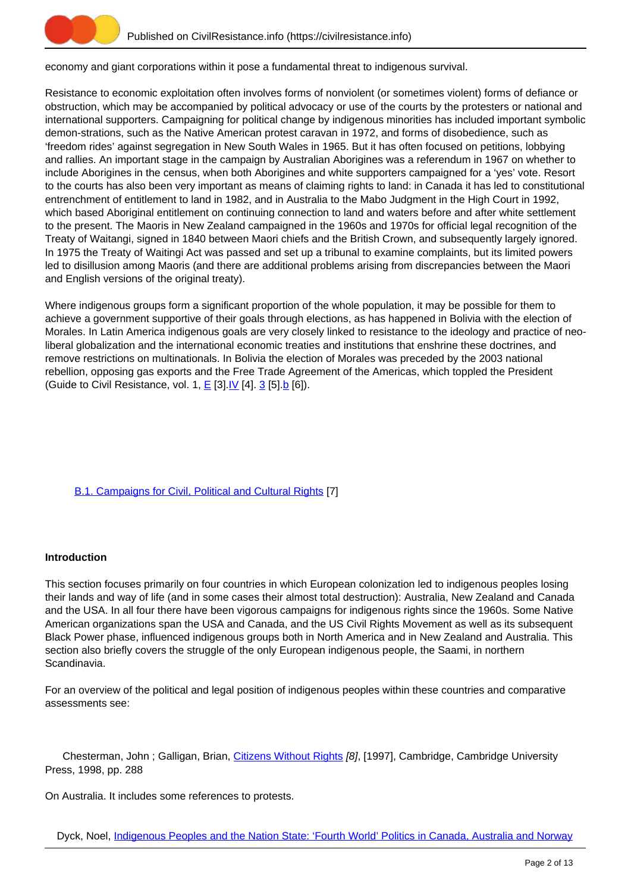economy and giant corporations within it pose a fundamental threat to indigenous survival.

Resistance to economic exploitation often involves forms of nonviolent (or sometimes violent) forms of defiance or obstruction, which may be accompanied by political advocacy or use of the courts by the protesters or national and international supporters. Campaigning for political change by indigenous minorities has included important symbolic demon-strations, such as the Native American protest caravan in 1972, and forms of disobedience, such as 'freedom rides' against segregation in New South Wales in 1965. But it has often focused on petitions, lobbying and rallies. An important stage in the campaign by Australian Aborigines was a referendum in 1967 on whether to include Aborigines in the census, when both Aborigines and white supporters campaigned for a 'yes' vote. Resort to the courts has also been very important as means of claiming rights to land: in Canada it has led to constitutional entrenchment of entitlement to land in 1982, and in Australia to the Mabo Judgment in the High Court in 1992, which based Aboriginal entitlement on continuing connection to land and waters before and after white settlement to the present. The Maoris in New Zealand campaigned in the 1960s and 1970s for official legal recognition of the Treaty of Waitangi, signed in 1840 between Maori chiefs and the British Crown, and subsequently largely ignored. In 1975 the Treaty of Waitingi Act was passed and set up a tribunal to examine complaints, but its limited powers led to disillusion among Maoris (and there are additional problems arising from discrepancies between the Maori and English versions of the original treaty).

Where indigenous groups form a significant proportion of the whole population, it may be possible for them to achieve a government supportive of their goals through elections, as has happened in Bolivia with the election of Morales. In Latin America indigenous goals are very closely linked to resistance to the ideology and practice of neo-liberal globalization and the international economic treaties and institutions that enshrine these doctrines, and remove restrictions on multinationals. In Bolivia the election of Morales was preceded by the 2003 national rebellion, opposing gas exports and the Free Trade Agreement of the Americas, which toppled the President (Guide to Civil Resistance, vol. 1, E [3].IV [4]. 3 [5].b [6]).

B.1. Campaigns for Civil, Political and Cultural Rights [7]

**Introduction**

This section focuses primarily on four countries in which European colonization led to indigenous peoples losing their lands and way of life (and in some cases their almost total destruction): Australia, New Zealand and Canada and the USA. In all four there have been vigorous campaigns for indigenous rights since the 1960s. Some Native American organizations span the USA and Canada, and the US Civil Rights Movement as well as its subsequent Black Power phase, influenced indigenous groups both in North America and in New Zealand and Australia. This section also briefly covers the struggle of the only European indigenous people, the Saami, in northern Scandinavia.

For an overview of the political and legal position of indigenous peoples within these countries and comparative assessments see:

Chesterman, John ; Galligan, Brian, Citizens Without Rights *[8]*, [1997], Cambridge, Cambridge University Press, 1998, pp. 288

On Australia. It includes some references to protests.

Dyck, Noel, Indigenous Peoples and the Nation State: 'Fourth World' Politics in Canada, Australia and Norway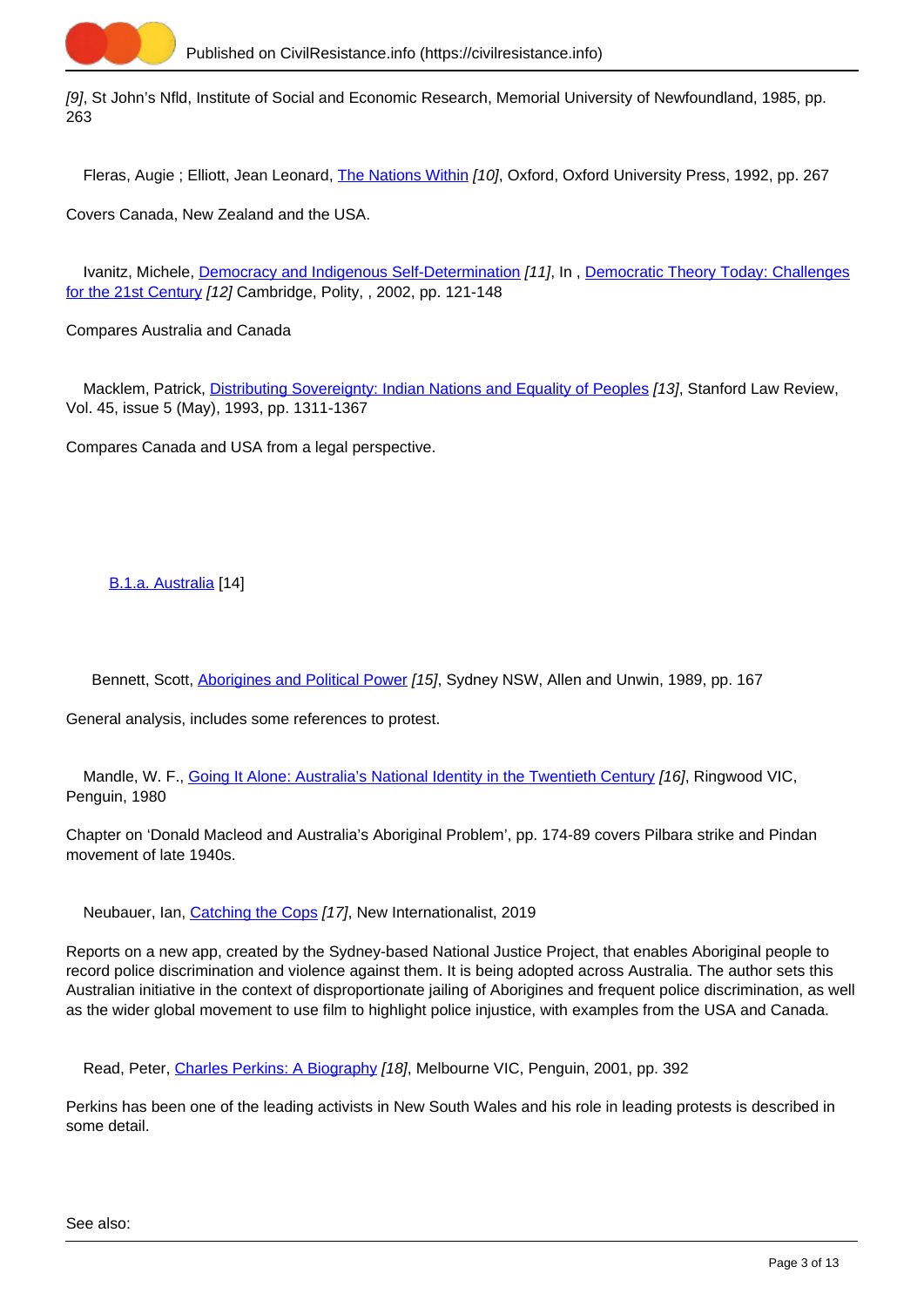[9], St John's Nfld, Institute of Social and Economic Research, Memorial University of Newfoundland, 1985, pp. 263

Fleras, Augie ; Elliott, Jean Leonard, The Nations Within [10], Oxford, Oxford University Press, 1992, pp. 267

Covers Canada, New Zealand and the USA.

Ivanitz, Michele, Democracy and Indigenous Self-Determination [11], In , Democratic Theory Today: Challenges for the 21st Century [12] Cambridge, Polity, , 2002, pp. 121-148

Compares Australia and Canada

Macklem, Patrick, Distributing Sovereignty: Indian Nations and Equality of Peoples [13], Stanford Law Review, Vol. 45, issue 5 (May), 1993, pp. 1311-1367

Compares Canada and USA from a legal perspective.

### B.1.a. Australia [14]

Bennett, Scott, Aborigines and Political Power [15], Sydney NSW, Allen and Unwin, 1989, pp. 167

General analysis, includes some references to protest.

Mandle, W. F., Going It Alone: Australia's National Identity in the Twentieth Century [16], Ringwood VIC, Penguin, 1980

Chapter on 'Donald Macleod and Australia's Aboriginal Problem', pp. 174-89 covers Pilbara strike and Pindan movement of late 1940s.

Neubauer, Ian, Catching the Cops [17], New Internationalist, 2019

Reports on a new app, created by the Sydney-based National Justice Project, that enables Aboriginal people to record police discrimination and violence against them. It is being adopted across Australia. The author sets this Australian initiative in the context of disproportionate jailing of Aborigines and frequent police discrimination, as well as the wider global movement to use film to highlight police injustice, with examples from the USA and Canada.

Read, Peter, Charles Perkins: A Biography [18], Melbourne VIC, Penguin, 2001, pp. 392

Perkins has been one of the leading activists in New South Wales and his role in leading protests is described in some detail.

See also: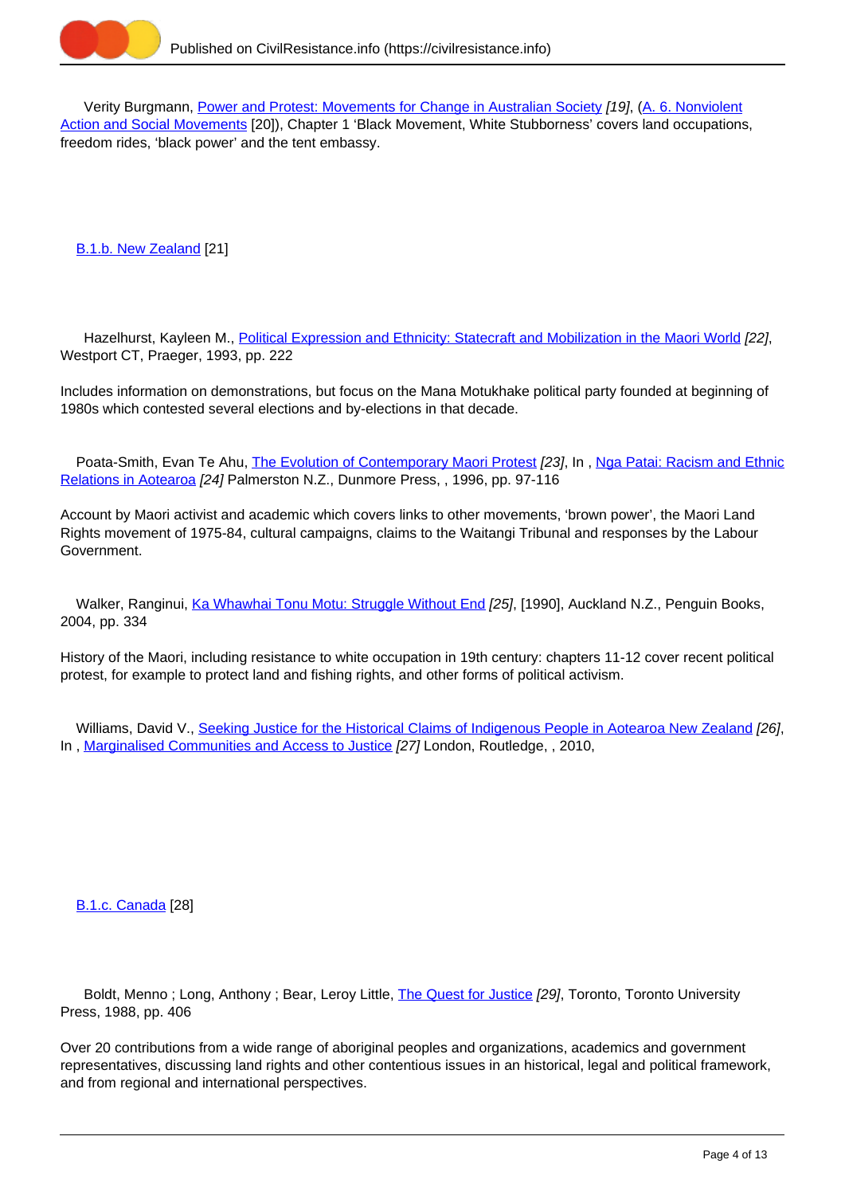Verity Burgmann, Power and Protest: Movements for Change in Australian Society [19], (A. 6. Nonviolent Action and Social Movements [20]), Chapter 1 'Black Movement, White Stubbornness' covers land occupations, freedom rides, 'black power' and the tent embassy.

### B.1.b. New Zealand [21]

Hazelhurst, Kayleen M., Political Expression and Ethnicity: Statecraft and Mobilization in the Maori World [22], Westport CT, Praeger, 1993, pp. 222

Includes information on demonstrations, but focus on the Mana Motukhake political party founded at beginning of 1980s which contested several elections and by-elections in that decade.

Poata-Smith, Evan Te Ahu, The Evolution of Contemporary Maori Protest [23], In , Nga Patai: Racism and Ethnic Relations in Aotearoa [24] Palmerston N.Z., Dunmore Press, , 1996, pp. 97-116

Account by Maori activist and academic which covers links to other movements, 'brown power', the Maori Land Rights movement of 1975-84, cultural campaigns, claims to the Waitangi Tribunal and responses by the Labour Government.

Walker, Ranginui, Ka Whawhai Tonu Motu: Struggle Without End [25], [1990], Auckland N.Z., Penguin Books, 2004, pp. 334

History of the Maori, including resistance to white occupation in 19th century: chapters 11-12 cover recent political protest, for example to protect land and fishing rights, and other forms of political activism.

Williams, David V., Seeking Justice for the Historical Claims of Indigenous People in Aotearoa New Zealand [26], In , Marginalised Communities and Access to Justice [27] London, Routledge, , 2010,

### B.1.c. Canada [28]

Boldt, Menno ; Long, Anthony ; Bear, Leroy Little, The Quest for Justice [29], Toronto, Toronto University Press, 1988, pp. 406

Over 20 contributions from a wide range of aboriginal peoples and organizations, academics and government representatives, discussing land rights and other contentious issues in an historical, legal and political framework, and from regional and international perspectives.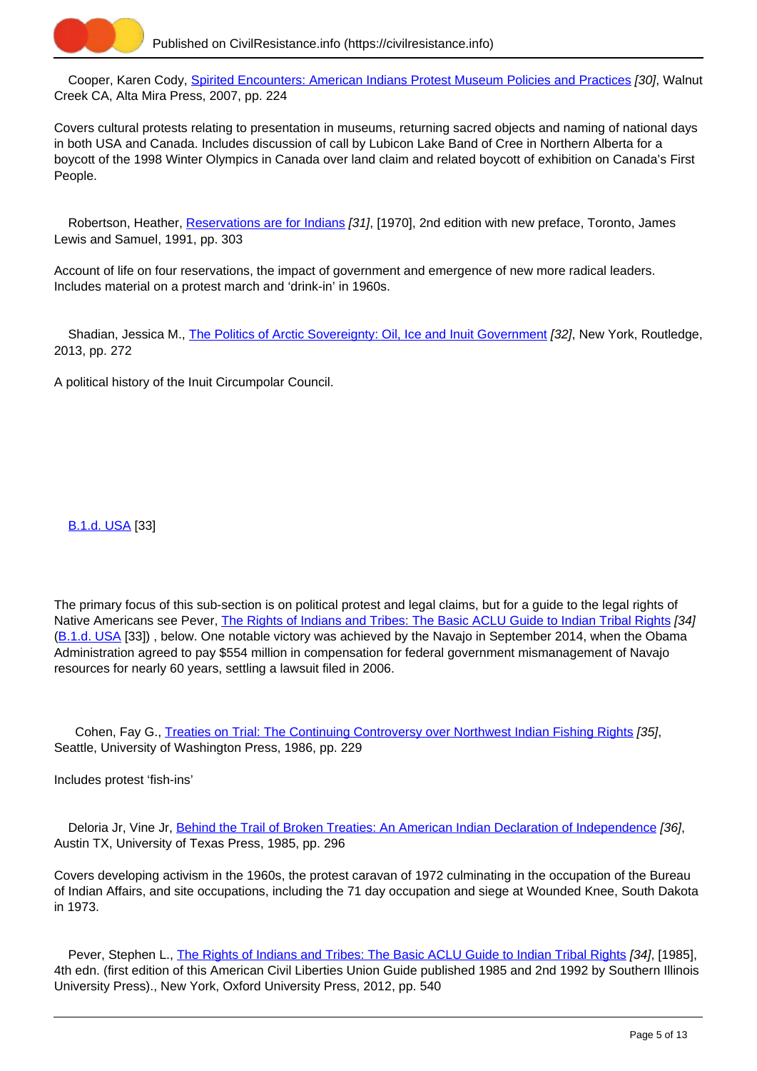Cooper, Karen Cody, [Spirited Encounters: American Indians Protest Museum Policies and Practices](#) *[30]*, Walnut Creek CA, Alta Mira Press, 2007, pp. 224

Covers cultural protests relating to presentation in museums, returning sacred objects and naming of national days in both USA and Canada. Includes discussion of call by Lubicon Lake Band of Cree in Northern Alberta for a boycott of the 1998 Winter Olympics in Canada over land claim and related boycott of exhibition on Canada's First People.

Robertson, Heather, [Reservations are for Indians](#) *[31]*, [1970], 2nd edition with new preface, Toronto, James Lewis and Samuel, 1991, pp. 303

Account of life on four reservations, the impact of government and emergence of new more radical leaders. Includes material on a protest march and 'drink-in' in 1960s.

Shadian, Jessica M., [The Politics of Arctic Sovereignty: Oil, Ice and Inuit Government](#) *[32]*, New York, Routledge, 2013, pp. 272

A political history of the Inuit Circumpolar Council.

## [B.1.d. USA](#) [33]

The primary focus of this sub-section is on political protest and legal claims, but for a guide to the legal rights of Native Americans see Pever, [The Rights of Indians and Tribes: The Basic ACLU Guide to Indian Tribal Rights](#) *[34]* ([B.1.d. USA](#) [33]) , below. One notable victory was achieved by the Navajo in September 2014, when the Obama Administration agreed to pay $554 million in compensation for federal government mismanagement of Navajo resources for nearly 60 years, settling a lawsuit filed in 2006.

Cohen, Fay G., [Treaties on Trial: The Continuing Controversy over Northwest Indian Fishing Rights](#) *[35]*, Seattle, University of Washington Press, 1986, pp. 229

Includes protest 'fish-ins'

Deloria Jr, Vine Jr, [Behind the Trail of Broken Treaties: An American Indian Declaration of Independence](#) *[36]*, Austin TX, University of Texas Press, 1985, pp. 296

Covers developing activism in the 1960s, the protest caravan of 1972 culminating in the occupation of the Bureau of Indian Affairs, and site occupations, including the 71 day occupation and siege at Wounded Knee, South Dakota in 1973.

Pever, Stephen L., [The Rights of Indians and Tribes: The Basic ACLU Guide to Indian Tribal Rights](#) *[34]*, [1985], 4th edn. (first edition of this American Civil Liberties Union Guide published 1985 and 2nd 1992 by Southern Illinois University Press)., New York, Oxford University Press, 2012, pp. 540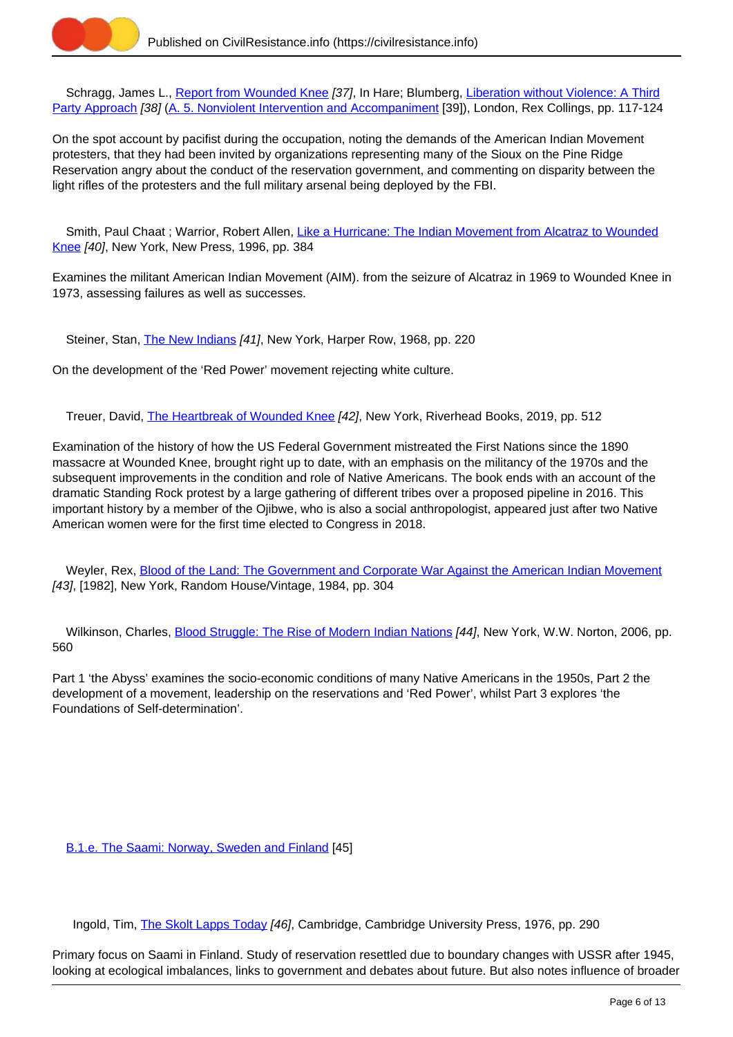Schragg, James L., Report from Wounded Knee [37], In Hare; Blumberg, Liberation without Violence: A Third Party Approach [38] (A. 5. Nonviolent Intervention and Accompaniment [39]), London, Rex Collings, pp. 117-124

On the spot account by pacifist during the occupation, noting the demands of the American Indian Movement protesters, that they had been invited by organizations representing many of the Sioux on the Pine Ridge Reservation angry about the conduct of the reservation government, and commenting on disparity between the light rifles of the protesters and the full military arsenal being deployed by the FBI.

Smith, Paul Chaat ; Warrior, Robert Allen, Like a Hurricane: The Indian Movement from Alcatraz to Wounded Knee [40], New York, New Press, 1996, pp. 384

Examines the militant American Indian Movement (AIM). from the seizure of Alcatraz in 1969 to Wounded Knee in 1973, assessing failures as well as successes.

Steiner, Stan, The New Indians [41], New York, Harper Row, 1968, pp. 220

On the development of the 'Red Power' movement rejecting white culture.

Treuer, David, The Heartbreak of Wounded Knee [42], New York, Riverhead Books, 2019, pp. 512

Examination of the history of how the US Federal Government mistreated the First Nations since the 1890 massacre at Wounded Knee, brought right up to date, with an emphasis on the militancy of the 1970s and the subsequent improvements in the condition and role of Native Americans. The book ends with an account of the dramatic Standing Rock protest by a large gathering of different tribes over a proposed pipeline in 2016. This important history by a member of the Ojibwe, who is also a social anthropologist, appeared just after two Native American women were for the first time elected to Congress in 2018.

Weyler, Rex, Blood of the Land: The Government and Corporate War Against the American Indian Movement [43], [1982], New York, Random House/Vintage, 1984, pp. 304

Wilkinson, Charles, Blood Struggle: The Rise of Modern Indian Nations [44], New York, W.W. Norton, 2006, pp. 560

Part 1 'the Abyss' examines the socio-economic conditions of many Native Americans in the 1950s, Part 2 the development of a movement, leadership on the reservations and 'Red Power', whilst Part 3 explores 'the Foundations of Self-determination'.

## B.1.e. The Saami: Norway, Sweden and Finland [45]

Ingold, Tim, The Skolt Lapps Today [46], Cambridge, Cambridge University Press, 1976, pp. 290

Primary focus on Saami in Finland. Study of reservation resettled due to boundary changes with USSR after 1945, looking at ecological imbalances, links to government and debates about future. But also notes influence of broader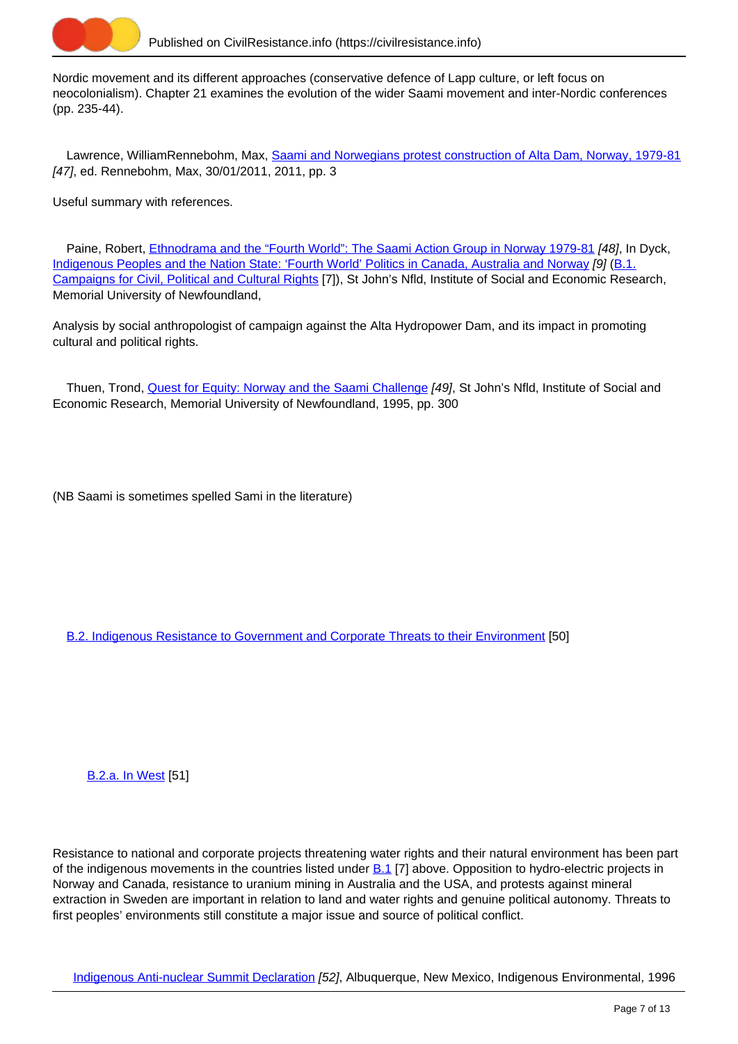Nordic movement and its different approaches (conservative defence of Lapp culture, or left focus on neocolonialism). Chapter 21 examines the evolution of the wider Saami movement and inter-Nordic conferences (pp. 235-44).

Lawrence, WilliamRennebohm, Max, Saami and Norwegians protest construction of Alta Dam, Norway, 1979-81 *[47]*, ed. Rennebohm, Max, 30/01/2011, 2011, pp. 3

Useful summary with references.

Paine, Robert, Ethnodrama and the "Fourth World": The Saami Action Group in Norway 1979-81 *[48]*, In Dyck, Indigenous Peoples and the Nation State: 'Fourth World' Politics in Canada, Australia and Norway *[9]* (B.1. Campaigns for Civil, Political and Cultural Rights [7]), St John's Nfld, Institute of Social and Economic Research, Memorial University of Newfoundland,

Analysis by social anthropologist of campaign against the Alta Hydropower Dam, and its impact in promoting cultural and political rights.

Thuen, Trond, Quest for Equity: Norway and the Saami Challenge *[49]*, St John's Nfld, Institute of Social and Economic Research, Memorial University of Newfoundland, 1995, pp. 300

(NB Saami is sometimes spelled Sami in the literature)

## B.2. Indigenous Resistance to Government and Corporate Threats to their Environment [50]

### B.2.a. In West [51]

Resistance to national and corporate projects threatening water rights and their natural environment has been part of the indigenous movements in the countries listed under B.1 [7] above. Opposition to hydro-electric projects in Norway and Canada, resistance to uranium mining in Australia and the USA, and protests against mineral extraction in Sweden are important in relation to land and water rights and genuine political autonomy. Threats to first peoples' environments still constitute a major issue and source of political conflict.

Indigenous Anti-nuclear Summit Declaration *[52]*, Albuquerque, New Mexico, Indigenous Environmental, 1996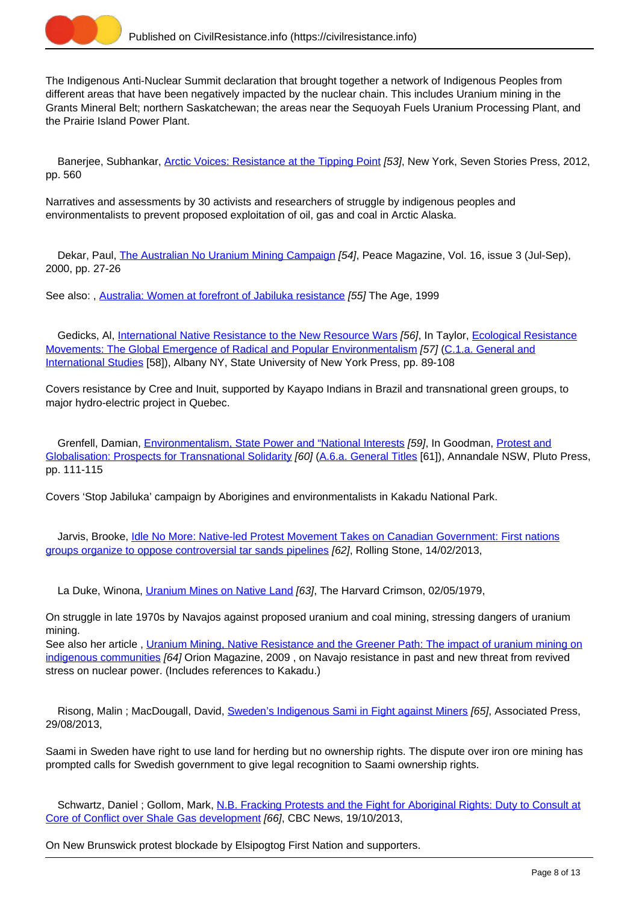The Indigenous Anti-Nuclear Summit declaration that brought together a network of Indigenous Peoples from different areas that have been negatively impacted by the nuclear chain. This includes Uranium mining in the Grants Mineral Belt; northern Saskatchewan; the areas near the Sequoyah Fuels Uranium Processing Plant, and the Prairie Island Power Plant.

Banerjee, Subhankar, Arctic Voices: Resistance at the Tipping Point *[53]*, New York, Seven Stories Press, 2012, pp. 560

Narratives and assessments by 30 activists and researchers of struggle by indigenous peoples and environmentalists to prevent proposed exploitation of oil, gas and coal in Arctic Alaska.

Dekar, Paul, The Australian No Uranium Mining Campaign *[54]*, Peace Magazine, Vol. 16, issue 3 (Jul-Sep), 2000, pp. 27-26

See also: , Australia: Women at forefront of Jabiluka resistance *[55]* The Age, 1999

Gedicks, Al, International Native Resistance to the New Resource Wars *[56]*, In Taylor, Ecological Resistance Movements: The Global Emergence of Radical and Popular Environmentalism *[57]* (C.1.a. General and International Studies [58]), Albany NY, State University of New York Press, pp. 89-108

Covers resistance by Cree and Inuit, supported by Kayapo Indians in Brazil and transnational green groups, to major hydro-electric project in Quebec.

Grenfell, Damian, Environmentalism, State Power and "National Interests *[59]*, In Goodman, Protest and Globalisation: Prospects for Transnational Solidarity *[60]* (A.6.a. General Titles [61]), Annandale NSW, Pluto Press, pp. 111-115

Covers 'Stop Jabiluka' campaign by Aborigines and environmentalists in Kakadu National Park.

Jarvis, Brooke, Idle No More: Native-led Protest Movement Takes on Canadian Government: First nations groups organize to oppose controversial tar sands pipelines *[62]*, Rolling Stone, 14/02/2013,

La Duke, Winona, Uranium Mines on Native Land *[63]*, The Harvard Crimson, 02/05/1979,

On struggle in late 1970s by Navajos against proposed uranium and coal mining, stressing dangers of uranium mining.
See also her article , Uranium Mining, Native Resistance and the Greener Path: The impact of uranium mining on indigenous communities *[64]* Orion Magazine, 2009 , on Navajo resistance in past and new threat from revived stress on nuclear power. (Includes references to Kakadu.)

Risong, Malin ; MacDougall, David, Sweden's Indigenous Sami in Fight against Miners *[65]*, Associated Press, 29/08/2013,

Saami in Sweden have right to use land for herding but no ownership rights. The dispute over iron ore mining has prompted calls for Swedish government to give legal recognition to Saami ownership rights.

Schwartz, Daniel ; Gollom, Mark, N.B. Fracking Protests and the Fight for Aboriginal Rights: Duty to Consult at Core of Conflict over Shale Gas development *[66]*, CBC News, 19/10/2013,

On New Brunswick protest blockade by Elsipogtog First Nation and supporters.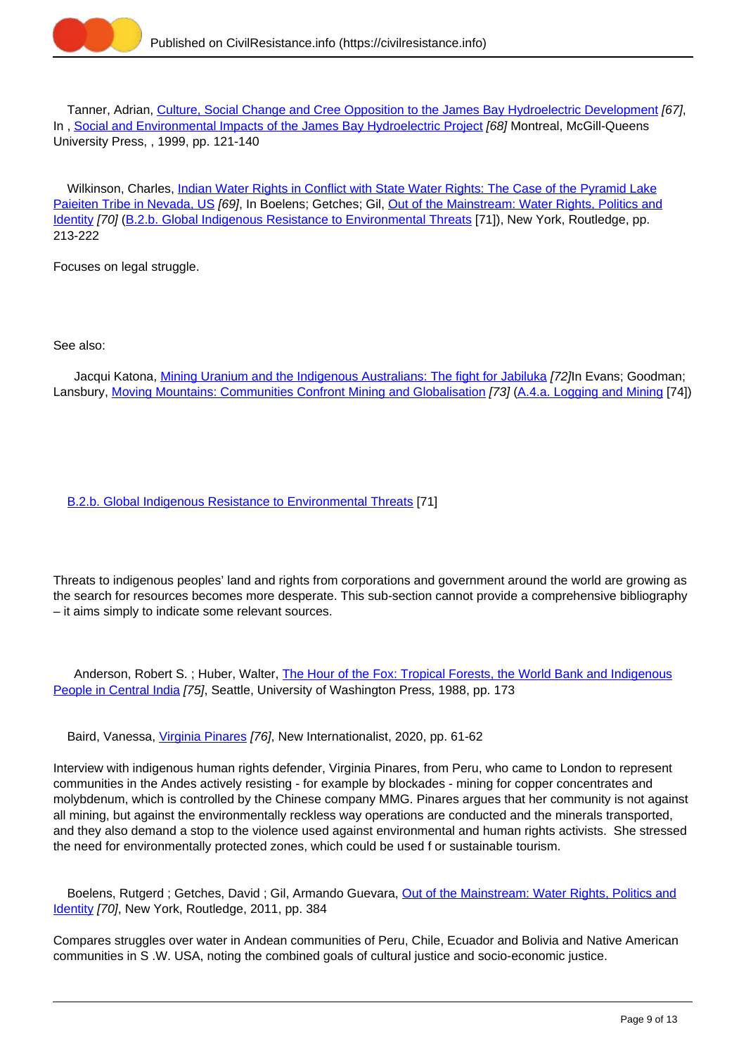Tanner, Adrian, Culture, Social Change and Cree Opposition to the James Bay Hydroelectric Development *[67]*, In , Social and Environmental Impacts of the James Bay Hydroelectric Project *[68]* Montreal, McGill-Queens University Press, , 1999, pp. 121-140

Wilkinson, Charles, Indian Water Rights in Conflict with State Water Rights: The Case of the Pyramid Lake Paieiten Tribe in Nevada, US *[69]*, In Boelens; Getches; Gil, Out of the Mainstream: Water Rights, Politics and Identity *[70]* (B.2.b. Global Indigenous Resistance to Environmental Threats [71]), New York, Routledge, pp. 213-222

Focuses on legal struggle.

See also:

Jacqui Katona, Mining Uranium and the Indigenous Australians: The fight for Jabiluka *[72]*In Evans; Goodman; Lansbury, Moving Mountains: Communities Confront Mining and Globalisation *[73]* (A.4.a. Logging and Mining [74])

## B.2.b. Global Indigenous Resistance to Environmental Threats [71]

Threats to indigenous peoples' land and rights from corporations and government around the world are growing as the search for resources becomes more desperate. This sub-section cannot provide a comprehensive bibliography – it aims simply to indicate some relevant sources.

Anderson, Robert S. ; Huber, Walter, The Hour of the Fox: Tropical Forests, the World Bank and Indigenous People in Central India *[75]*, Seattle, University of Washington Press, 1988, pp. 173

Baird, Vanessa, Virginia Pinares *[76]*, New Internationalist, 2020, pp. 61-62

Interview with indigenous human rights defender, Virginia Pinares, from Peru, who came to London to represent communities in the Andes actively resisting - for example by blockades - mining for copper concentrates and molybdenum, which is controlled by the Chinese company MMG. Pinares argues that her community is not against all mining, but against the environmentally reckless way operations are conducted and the minerals transported, and they also demand a stop to the violence used against environmental and human rights activists. She stressed the need for environmentally protected zones, which could be used f or sustainable tourism.

Boelens, Rutgerd ; Getches, David ; Gil, Armando Guevara, Out of the Mainstream: Water Rights, Politics and Identity *[70]*, New York, Routledge, 2011, pp. 384

Compares struggles over water in Andean communities of Peru, Chile, Ecuador and Bolivia and Native American communities in S .W. USA, noting the combined goals of cultural justice and socio-economic justice.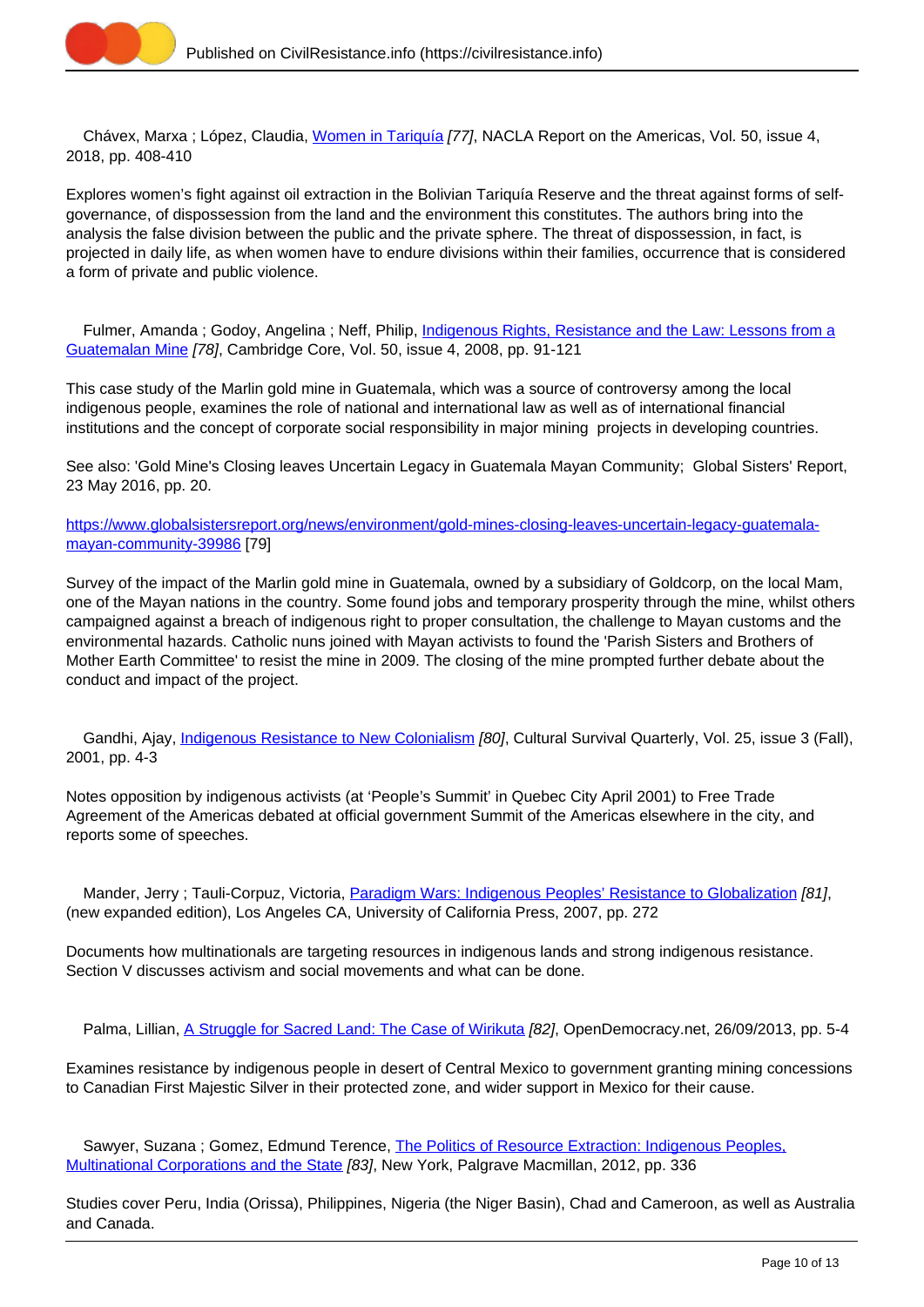Chávex, Marxa ; López, Claudia, [Women in Tariquía](#) [77], NACLA Report on the Americas, Vol. 50, issue 4, 2018, pp. 408-410

Explores women's fight against oil extraction in the Bolivian Tariquía Reserve and the threat against forms of self-governance, of dispossession from the land and the environment this constitutes. The authors bring into the analysis the false division between the public and the private sphere. The threat of dispossession, in fact, is projected in daily life, as when women have to endure divisions within their families, occurrence that is considered a form of private and public violence.

Fulmer, Amanda ; Godoy, Angelina ; Neff, Philip, [Indigenous Rights, Resistance and the Law: Lessons from a Guatemalan Mine](#) [78], Cambridge Core, Vol. 50, issue 4, 2008, pp. 91-121

This case study of the Marlin gold mine in Guatemala, which was a source of controversy among the local indigenous people, examines the role of national and international law as well as of international financial institutions and the concept of corporate social responsibility in major mining projects in developing countries.

See also: 'Gold Mine's Closing leaves Uncertain Legacy in Guatemala Mayan Community; Global Sisters' Report, 23 May 2016, pp. 20.

[https://www.globalsistersreport.org/news/environment/gold-mines-closing-leaves-uncertain-legacy-guatemala-mayan-community-39986](https://www.globalsistersreport.org/news/environment/gold-mines-closing-leaves-uncertain-legacy-guatemala-mayan-community-39986) [79]

Survey of the impact of the Marlin gold mine in Guatemala, owned by a subsidiary of Goldcorp, on the local Mam, one of the Mayan nations in the country. Some found jobs and temporary prosperity through the mine, whilst others campaigned against a breach of indigenous right to proper consultation, the challenge to Mayan customs and the environmental hazards. Catholic nuns joined with Mayan activists to found the 'Parish Sisters and Brothers of Mother Earth Committee' to resist the mine in 2009. The closing of the mine prompted further debate about the conduct and impact of the project.

Gandhi, Ajay, [Indigenous Resistance to New Colonialism](#) [80], Cultural Survival Quarterly, Vol. 25, issue 3 (Fall), 2001, pp. 4-3

Notes opposition by indigenous activists (at 'People's Summit' in Quebec City April 2001) to Free Trade Agreement of the Americas debated at official government Summit of the Americas elsewhere in the city, and reports some of speeches.

Mander, Jerry ; Tauli-Corpuz, Victoria, [Paradigm Wars: Indigenous Peoples' Resistance to Globalization](#) [81], (new expanded edition), Los Angeles CA, University of California Press, 2007, pp. 272

Documents how multinationals are targeting resources in indigenous lands and strong indigenous resistance. Section V discusses activism and social movements and what can be done.

Palma, Lillian, [A Struggle for Sacred Land: The Case of Wirikuta](#) [82], OpenDemocracy.net, 26/09/2013, pp. 5-4

Examines resistance by indigenous people in desert of Central Mexico to government granting mining concessions to Canadian First Majestic Silver in their protected zone, and wider support in Mexico for their cause.

Sawyer, Suzana ; Gomez, Edmund Terence, [The Politics of Resource Extraction: Indigenous Peoples, Multinational Corporations and the State](#) [83], New York, Palgrave Macmillan, 2012, pp. 336

Studies cover Peru, India (Orissa), Philippines, Nigeria (the Niger Basin), Chad and Cameroon, as well as Australia and Canada.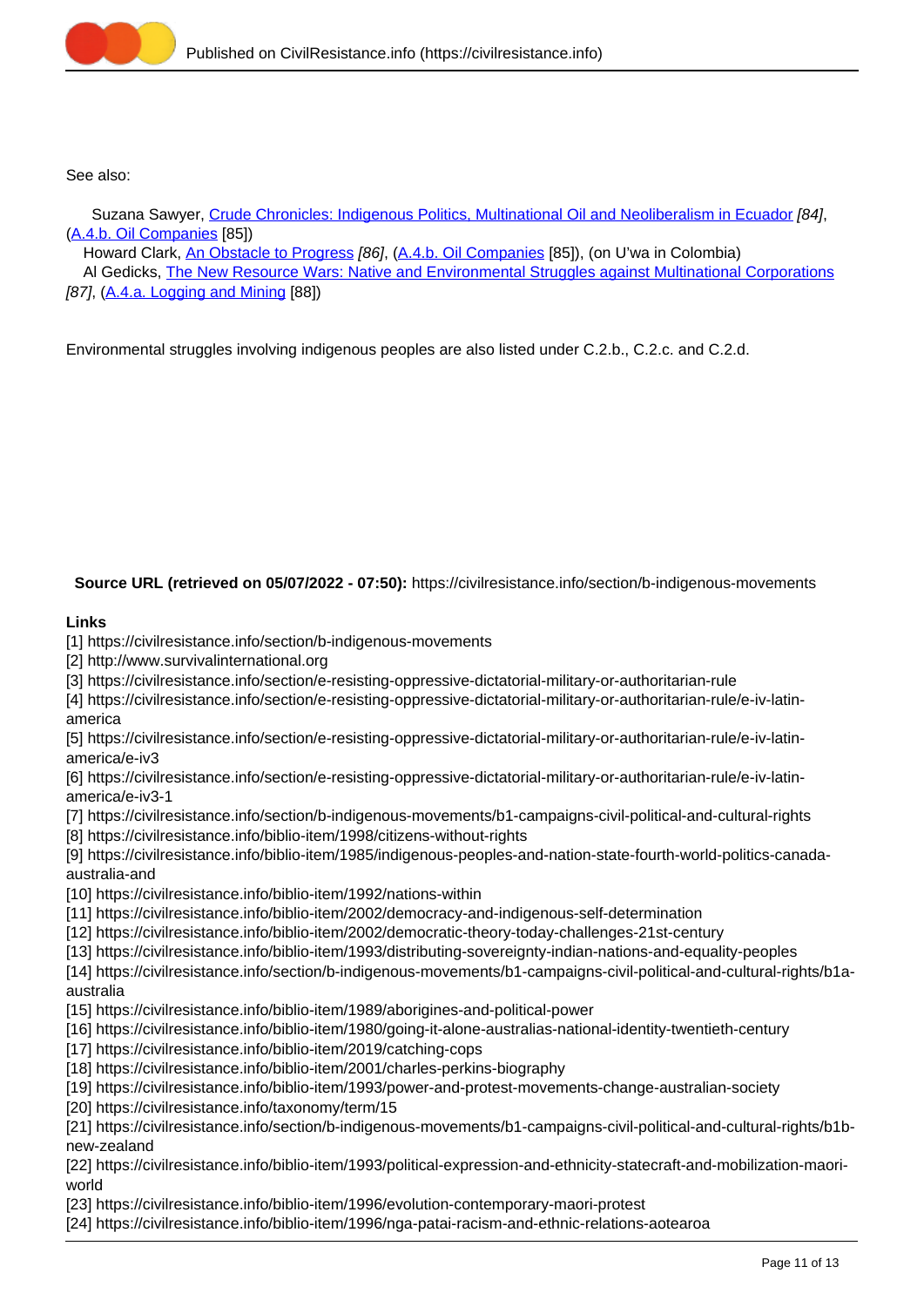See also:

Suzana Sawyer, Crude Chronicles: Indigenous Politics, Multinational Oil and Neoliberalism in Ecuador *[84]*, (A.4.b. Oil Companies [85])

Howard Clark, An Obstacle to Progress *[86]*, (A.4.b. Oil Companies [85]), (on U'wa in Colombia)

Al Gedicks, The New Resource Wars: Native and Environmental Struggles against Multinational Corporations *[87]*, (A.4.a. Logging and Mining [88])

Environmental struggles involving indigenous peoples are also listed under C.2.b., C.2.c. and C.2.d.

**Source URL (retrieved on 05/07/2022 - 07:50):** https://civilresistance.info/section/b-indigenous-movements

**Links**

[1] https://civilresistance.info/section/b-indigenous-movements
[2] http://www.survivalinternational.org
[3] https://civilresistance.info/section/e-resisting-oppressive-dictatorial-military-or-authoritarian-rule
[4] https://civilresistance.info/section/e-resisting-oppressive-dictatorial-military-or-authoritarian-rule/e-iv-latin-america
[5] https://civilresistance.info/section/e-resisting-oppressive-dictatorial-military-or-authoritarian-rule/e-iv-latin-america/e-iv3
[6] https://civilresistance.info/section/e-resisting-oppressive-dictatorial-military-or-authoritarian-rule/e-iv-latin-america/e-iv3-1
[7] https://civilresistance.info/section/b-indigenous-movements/b1-campaigns-civil-political-and-cultural-rights
[8] https://civilresistance.info/biblio-item/1998/citizens-without-rights
[9] https://civilresistance.info/biblio-item/1985/indigenous-peoples-and-nation-state-fourth-world-politics-canada-australia-and
[10] https://civilresistance.info/biblio-item/1992/nations-within
[11] https://civilresistance.info/biblio-item/2002/democracy-and-indigenous-self-determination
[12] https://civilresistance.info/biblio-item/2002/democratic-theory-today-challenges-21st-century
[13] https://civilresistance.info/biblio-item/1993/distributing-sovereignty-indian-nations-and-equality-peoples
[14] https://civilresistance.info/section/b-indigenous-movements/b1-campaigns-civil-political-and-cultural-rights/b1a-australia
[15] https://civilresistance.info/biblio-item/1989/aborigines-and-political-power
[16] https://civilresistance.info/biblio-item/1980/going-it-alone-australias-national-identity-twentieth-century
[17] https://civilresistance.info/biblio-item/2019/catching-cops
[18] https://civilresistance.info/biblio-item/2001/charles-perkins-biography
[19] https://civilresistance.info/biblio-item/1993/power-and-protest-movements-change-australian-society
[20] https://civilresistance.info/taxonomy/term/15
[21] https://civilresistance.info/section/b-indigenous-movements/b1-campaigns-civil-political-and-cultural-rights/b1b-new-zealand
[22] https://civilresistance.info/biblio-item/1993/political-expression-and-ethnicity-statecraft-and-mobilization-maori-world
[23] https://civilresistance.info/biblio-item/1996/evolution-contemporary-maori-protest
[24] https://civilresistance.info/biblio-item/1996/nga-patai-racism-and-ethnic-relations-aotearoa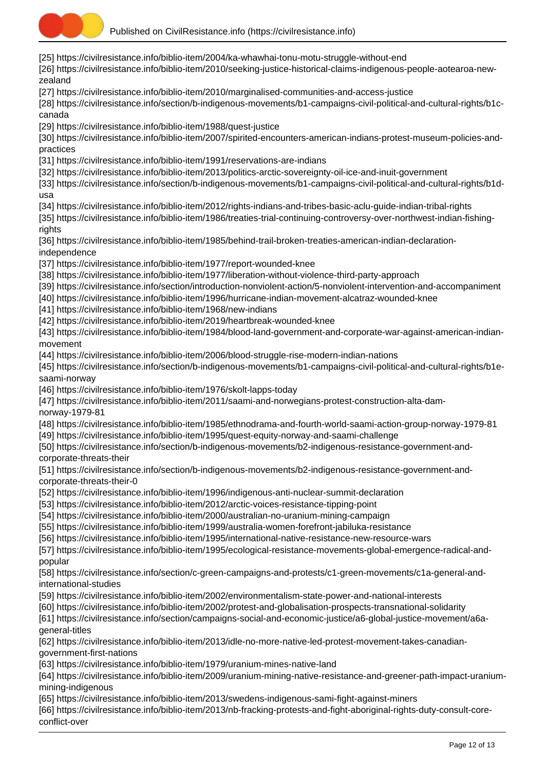[25] https://civilresistance.info/biblio-item/2004/ka-whawhai-tonu-motu-struggle-without-end
[26] https://civilresistance.info/biblio-item/2010/seeking-justice-historical-claims-indigenous-people-aotearoa-new-zealand
[27] https://civilresistance.info/biblio-item/2010/marginalised-communities-and-access-justice
[28] https://civilresistance.info/section/b-indigenous-movements/b1-campaigns-civil-political-and-cultural-rights/b1c-canada
[29] https://civilresistance.info/biblio-item/1988/quest-justice
[30] https://civilresistance.info/biblio-item/2007/spirited-encounters-american-indians-protest-museum-policies-and-practices
[31] https://civilresistance.info/biblio-item/1991/reservations-are-indians
[32] https://civilresistance.info/biblio-item/2013/politics-arctic-sovereignty-oil-ice-and-inuit-government
[33] https://civilresistance.info/section/b-indigenous-movements/b1-campaigns-civil-political-and-cultural-rights/b1d-usa
[34] https://civilresistance.info/biblio-item/2012/rights-indians-and-tribes-basic-aclu-guide-indian-tribal-rights
[35] https://civilresistance.info/biblio-item/1986/treaties-trial-continuing-controversy-over-northwest-indian-fishing-rights
[36] https://civilresistance.info/biblio-item/1985/behind-trail-broken-treaties-american-indian-declaration-independence
[37] https://civilresistance.info/biblio-item/1977/report-wounded-knee
[38] https://civilresistance.info/biblio-item/1977/liberation-without-violence-third-party-approach
[39] https://civilresistance.info/section/introduction-nonviolent-action/5-nonviolent-intervention-and-accompaniment
[40] https://civilresistance.info/biblio-item/1996/hurricane-indian-movement-alcatraz-wounded-knee
[41] https://civilresistance.info/biblio-item/1968/new-indians
[42] https://civilresistance.info/biblio-item/2019/heartbreak-wounded-knee
[43] https://civilresistance.info/biblio-item/1984/blood-land-government-and-corporate-war-against-american-indian-movement
[44] https://civilresistance.info/biblio-item/2006/blood-struggle-rise-modern-indian-nations
[45] https://civilresistance.info/section/b-indigenous-movements/b1-campaigns-civil-political-and-cultural-rights/b1e-saami-norway
[46] https://civilresistance.info/biblio-item/1976/skolt-lapps-today
[47] https://civilresistance.info/biblio-item/2011/saami-and-norwegians-protest-construction-alta-dam-norway-1979-81
[48] https://civilresistance.info/biblio-item/1985/ethnodrama-and-fourth-world-saami-action-group-norway-1979-81
[49] https://civilresistance.info/biblio-item/1995/quest-equity-norway-and-saami-challenge
[50] https://civilresistance.info/section/b-indigenous-movements/b2-indigenous-resistance-government-and-corporate-threats-their
[51] https://civilresistance.info/section/b-indigenous-movements/b2-indigenous-resistance-government-and-corporate-threats-their-0
[52] https://civilresistance.info/biblio-item/1996/indigenous-anti-nuclear-summit-declaration
[53] https://civilresistance.info/biblio-item/2012/arctic-voices-resistance-tipping-point
[54] https://civilresistance.info/biblio-item/2000/australian-no-uranium-mining-campaign
[55] https://civilresistance.info/biblio-item/1999/australia-women-forefront-jabiluka-resistance
[56] https://civilresistance.info/biblio-item/1995/international-native-resistance-new-resource-wars
[57] https://civilresistance.info/biblio-item/1995/ecological-resistance-movements-global-emergence-radical-and-popular
[58] https://civilresistance.info/section/c-green-campaigns-and-protests/c1-green-movements/c1a-general-and-international-studies
[59] https://civilresistance.info/biblio-item/2002/environmentalism-state-power-and-national-interests
[60] https://civilresistance.info/biblio-item/2002/protest-and-globalisation-prospects-transnational-solidarity
[61] https://civilresistance.info/section/campaigns-social-and-economic-justice/a6-global-justice-movement/a6a-general-titles
[62] https://civilresistance.info/biblio-item/2013/idle-no-more-native-led-protest-movement-takes-canadian-government-first-nations
[63] https://civilresistance.info/biblio-item/1979/uranium-mines-native-land
[64] https://civilresistance.info/biblio-item/2009/uranium-mining-native-resistance-and-greener-path-impact-uranium-mining-indigenous
[65] https://civilresistance.info/biblio-item/2013/swedens-indigenous-sami-fight-against-miners
[66] https://civilresistance.info/biblio-item/2013/nb-fracking-protests-and-fight-aboriginal-rights-duty-consult-core-conflict-over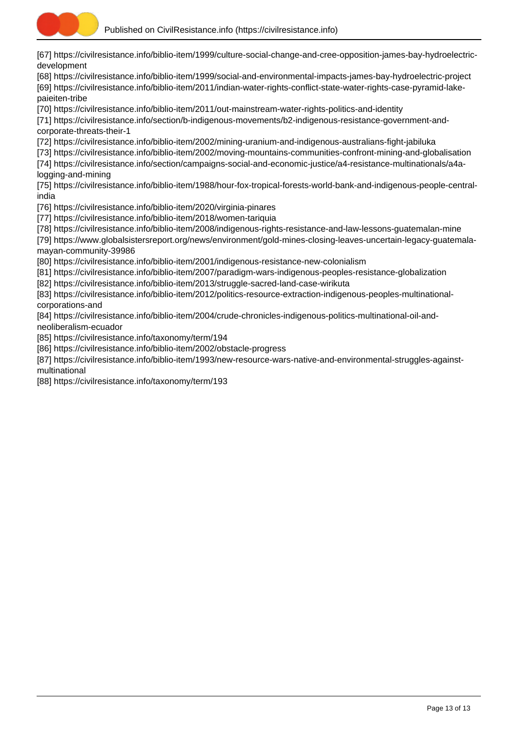[67] https://civilresistance.info/biblio-item/1999/culture-social-change-and-cree-opposition-james-bay-hydroelectric-development

[68] https://civilresistance.info/biblio-item/1999/social-and-environmental-impacts-james-bay-hydroelectric-project

[69] https://civilresistance.info/biblio-item/2011/indian-water-rights-conflict-state-water-rights-case-pyramid-lake-paieiten-tribe

[70] https://civilresistance.info/biblio-item/2011/out-mainstream-water-rights-politics-and-identity

[71] https://civilresistance.info/section/b-indigenous-movements/b2-indigenous-resistance-government-and-corporate-threats-their-1

[72] https://civilresistance.info/biblio-item/2002/mining-uranium-and-indigenous-australians-fight-jabiluka

[73] https://civilresistance.info/biblio-item/2002/moving-mountains-communities-confront-mining-and-globalisation

[74] https://civilresistance.info/section/campaigns-social-and-economic-justice/a4-resistance-multinationals/a4a-logging-and-mining

[75] https://civilresistance.info/biblio-item/1988/hour-fox-tropical-forests-world-bank-and-indigenous-people-central-india

[76] https://civilresistance.info/biblio-item/2020/virginia-pinares

[77] https://civilresistance.info/biblio-item/2018/women-tariquia

[78] https://civilresistance.info/biblio-item/2008/indigenous-rights-resistance-and-law-lessons-guatemalan-mine

[79] https://www.globalsistersreport.org/news/environment/gold-mines-closing-leaves-uncertain-legacy-guatemala-mayan-community-39986

[80] https://civilresistance.info/biblio-item/2001/indigenous-resistance-new-colonialism

[81] https://civilresistance.info/biblio-item/2007/paradigm-wars-indigenous-peoples-resistance-globalization

[82] https://civilresistance.info/biblio-item/2013/struggle-sacred-land-case-wirikuta

[83] https://civilresistance.info/biblio-item/2012/politics-resource-extraction-indigenous-peoples-multinational-corporations-and

[84] https://civilresistance.info/biblio-item/2004/crude-chronicles-indigenous-politics-multinational-oil-and-neoliberalism-ecuador

[85] https://civilresistance.info/taxonomy/term/194

[86] https://civilresistance.info/biblio-item/2002/obstacle-progress

[87] https://civilresistance.info/biblio-item/1993/new-resource-wars-native-and-environmental-struggles-against-multinational

[88] https://civilresistance.info/taxonomy/term/193